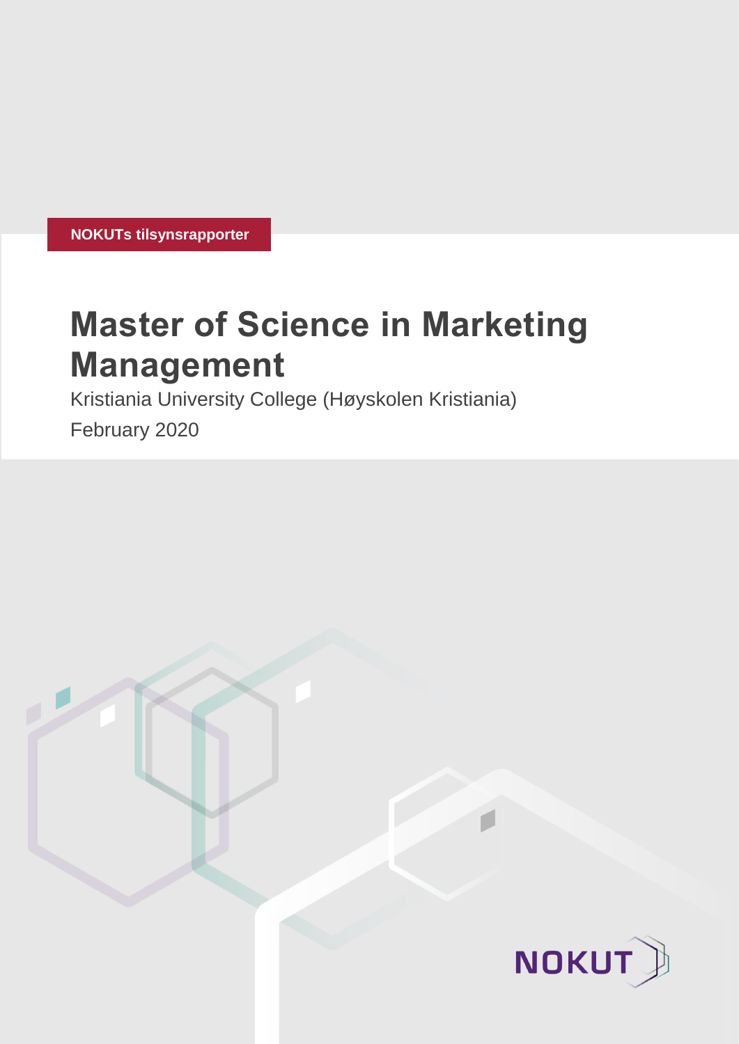NOKUTs tilsynsrapporter

# Master of Science in Marketing Management

Kristiania University College (Høyskolen Kristiania)

February 2020

NOKUT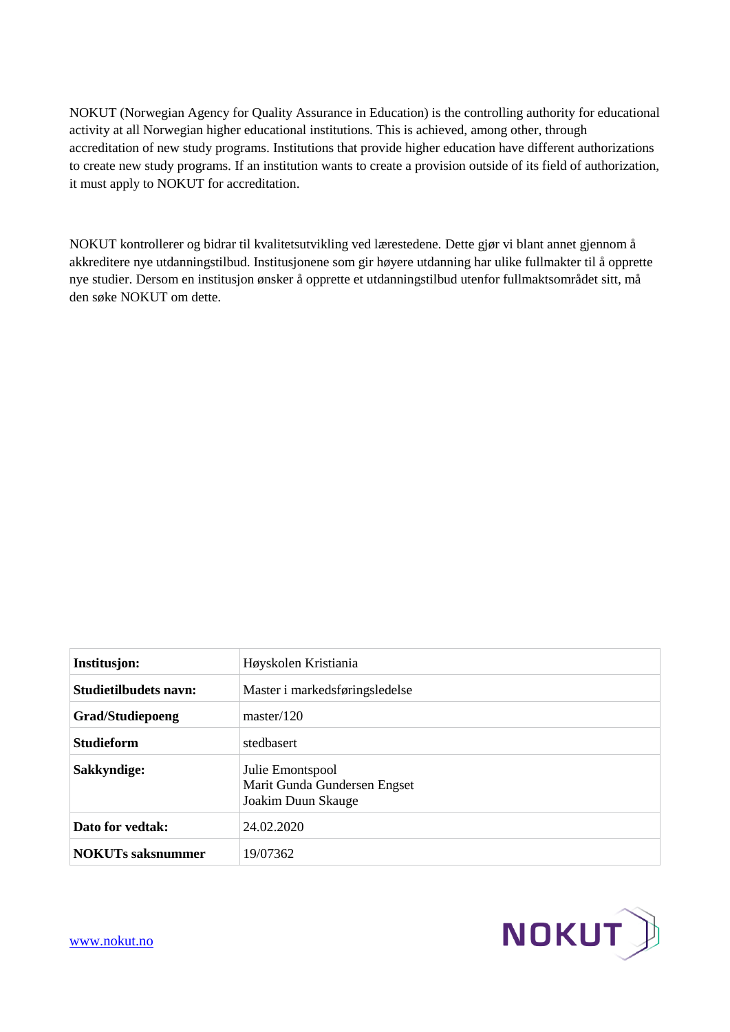NOKUT (Norwegian Agency for Quality Assurance in Education) is the controlling authority for educational activity at all Norwegian higher educational institutions. This is achieved, among other, through accreditation of new study programs. Institutions that provide higher education have different authorizations to create new study programs. If an institution wants to create a provision outside of its field of authorization, it must apply to NOKUT for accreditation.

NOKUT kontrollerer og bidrar til kvalitetsutvikling ved lærestedene. Dette gjør vi blant annet gjennom å akkreditere nye utdanningstilbud. Institusjonene som gir høyere utdanning har ulike fullmakter til å opprette nye studier. Dersom en institusjon ønsker å opprette et utdanningstilbud utenfor fullmaktsområdet sitt, må den søke NOKUT om dette.

| | |
|---|---|
| **Institusjon:** | Høyskolen Kristiania |
| **Studietilbudets navn:** | Master i markedsføringsledelse |
| **Grad/Studiepoeng** | master/120 |
| **Studieform** | stedbasert |
| **Sakkyndige:** | Julie Emontspool<br>Marit Gunda Gundersen Engset<br>Joakim Duun Skauge |
| **Dato for vedtak:** | 24.02.2020 |
| **NOKUTs saksnummer** | 19/07362 |

www.nokut.no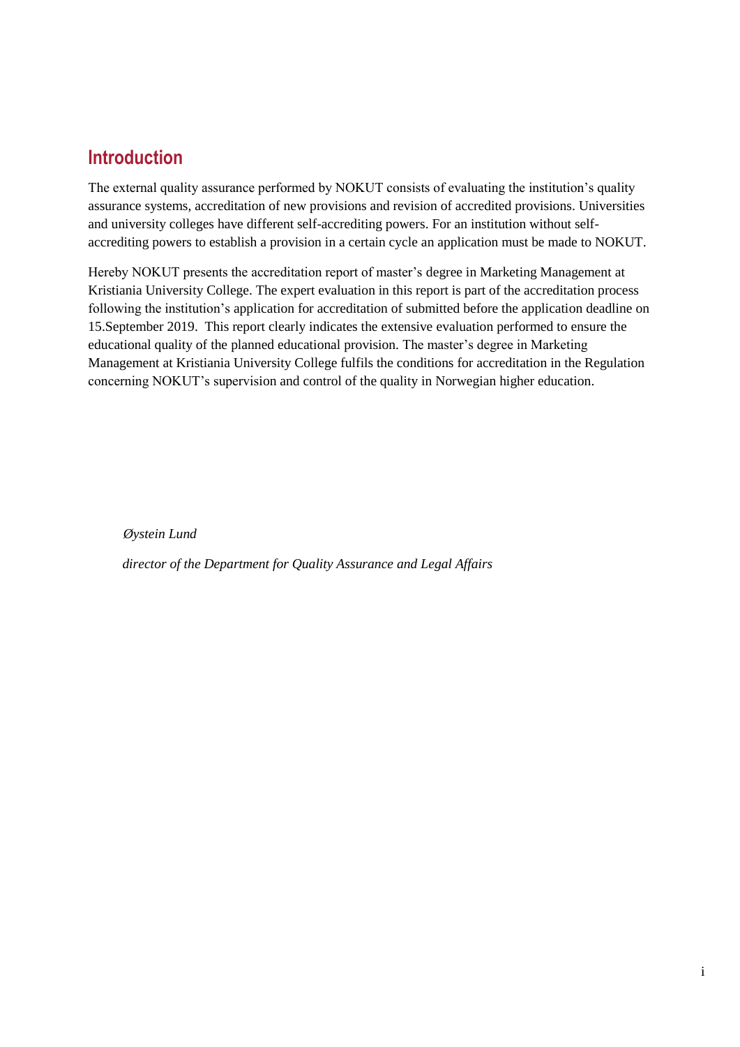## Introduction

The external quality assurance performed by NOKUT consists of evaluating the institution's quality assurance systems, accreditation of new provisions and revision of accredited provisions. Universities and university colleges have different self-accrediting powers. For an institution without self-accrediting powers to establish a provision in a certain cycle an application must be made to NOKUT.

Hereby NOKUT presents the accreditation report of master's degree in Marketing Management at Kristiania University College. The expert evaluation in this report is part of the accreditation process following the institution's application for accreditation of submitted before the application deadline on 15.September 2019. This report clearly indicates the extensive evaluation performed to ensure the educational quality of the planned educational provision. The master's degree in Marketing Management at Kristiania University College fulfils the conditions for accreditation in the Regulation concerning NOKUT's supervision and control of the quality in Norwegian higher education.

*Øystein Lund*

*director of the Department for Quality Assurance and Legal Affairs*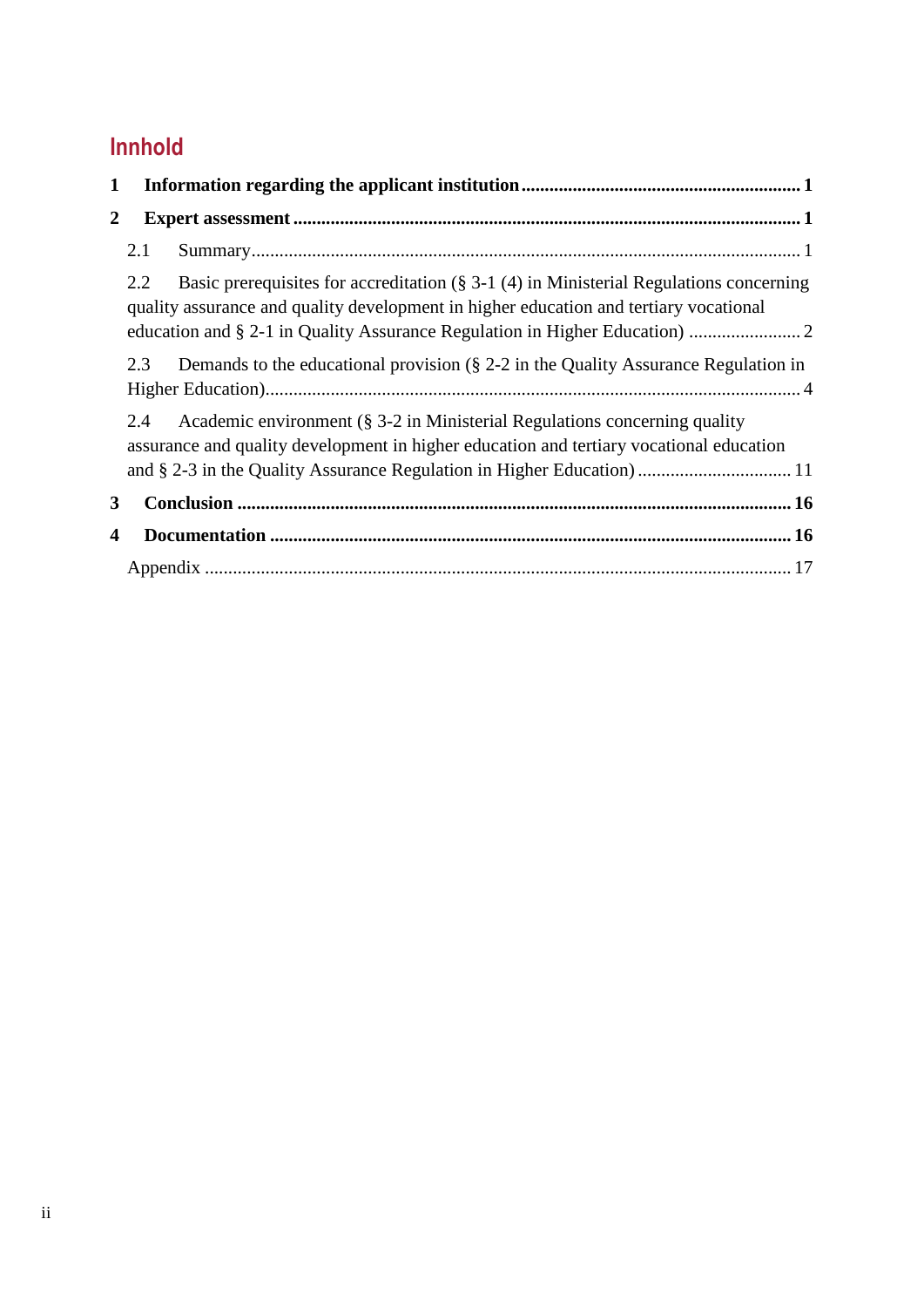# Innhold

**1 Information regarding the applicant institution ........ 1**

**2 Expert assessment ........ 1**

2.1 Summary ........ 1

2.2 Basic prerequisites for accreditation (§ 3-1 (4) in Ministerial Regulations concerning quality assurance and quality development in higher education and tertiary vocational education and § 2-1 in Quality Assurance Regulation in Higher Education) ........ 2

2.3 Demands to the educational provision (§ 2-2 in the Quality Assurance Regulation in Higher Education) ........ 4

2.4 Academic environment (§ 3-2 in Ministerial Regulations concerning quality assurance and quality development in higher education and tertiary vocational education and § 2-3 in the Quality Assurance Regulation in Higher Education) ........ 11

**3 Conclusion ........ 16**

**4 Documentation ........ 16**

Appendix ........ 17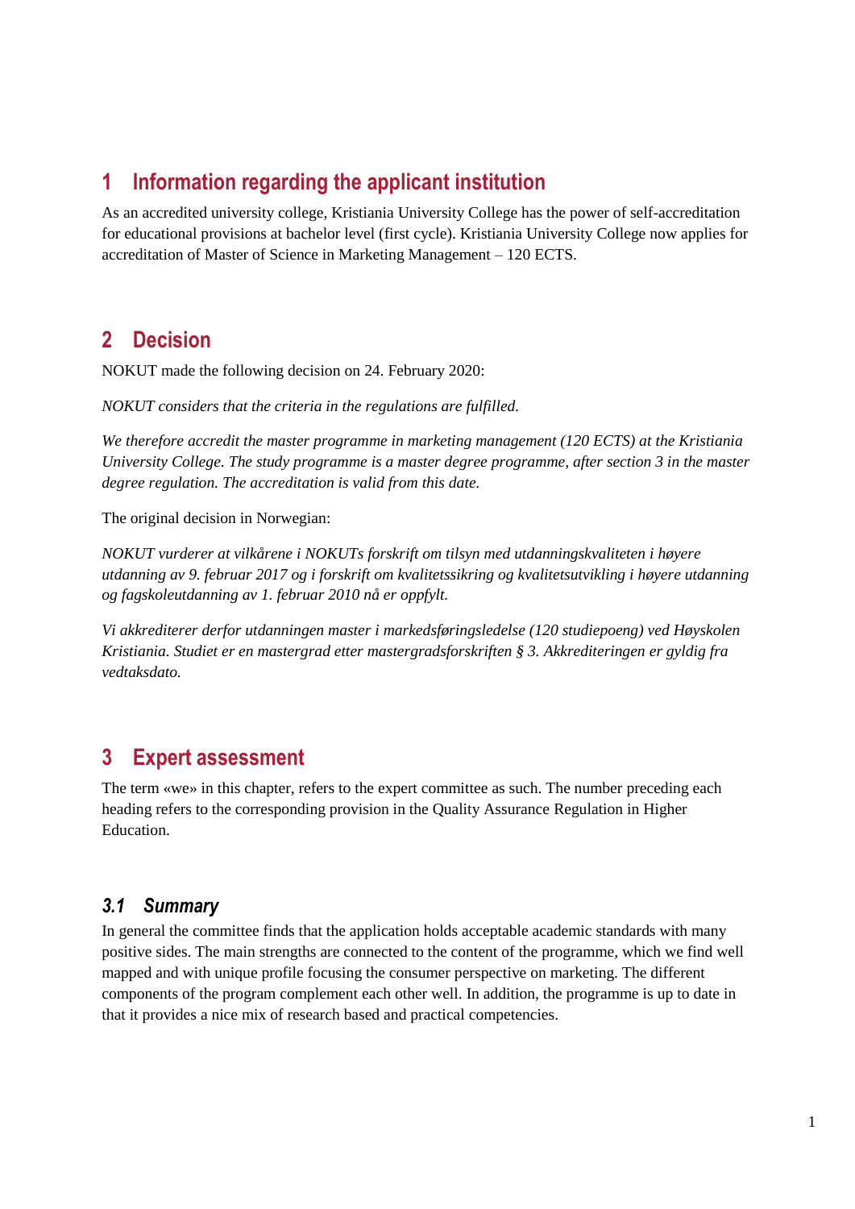# 1 Information regarding the applicant institution

As an accredited university college, Kristiania University College has the power of self-accreditation for educational provisions at bachelor level (first cycle). Kristiania University College now applies for accreditation of Master of Science in Marketing Management – 120 ECTS.

# 2 Decision

NOKUT made the following decision on 24. February 2020:

*NOKUT considers that the criteria in the regulations are fulfilled.*

*We therefore accredit the master programme in marketing management (120 ECTS) at the Kristiania University College. The study programme is a master degree programme, after section 3 in the master degree regulation. The accreditation is valid from this date.*

The original decision in Norwegian:

*NOKUT vurderer at vilkårene i NOKUTs forskrift om tilsyn med utdanningskvaliteten i høyere utdanning av 9. februar 2017 og i forskrift om kvalitetssikring og kvalitetsutvikling i høyere utdanning og fagskoleutdanning av 1. februar 2010 nå er oppfylt.*

*Vi akkrediterer derfor utdanningen master i markedsføringsledelse (120 studiepoeng) ved Høyskolen Kristiania. Studiet er en mastergrad etter mastergradsforskriften § 3. Akkrediteringen er gyldig fra vedtaksdato.*

# 3 Expert assessment

The term «we» in this chapter, refers to the expert committee as such. The number preceding each heading refers to the corresponding provision in the Quality Assurance Regulation in Higher Education.

## *3.1 Summary*

In general the committee finds that the application holds acceptable academic standards with many positive sides. The main strengths are connected to the content of the programme, which we find well mapped and with unique profile focusing the consumer perspective on marketing. The different components of the program complement each other well. In addition, the programme is up to date in that it provides a nice mix of research based and practical competencies.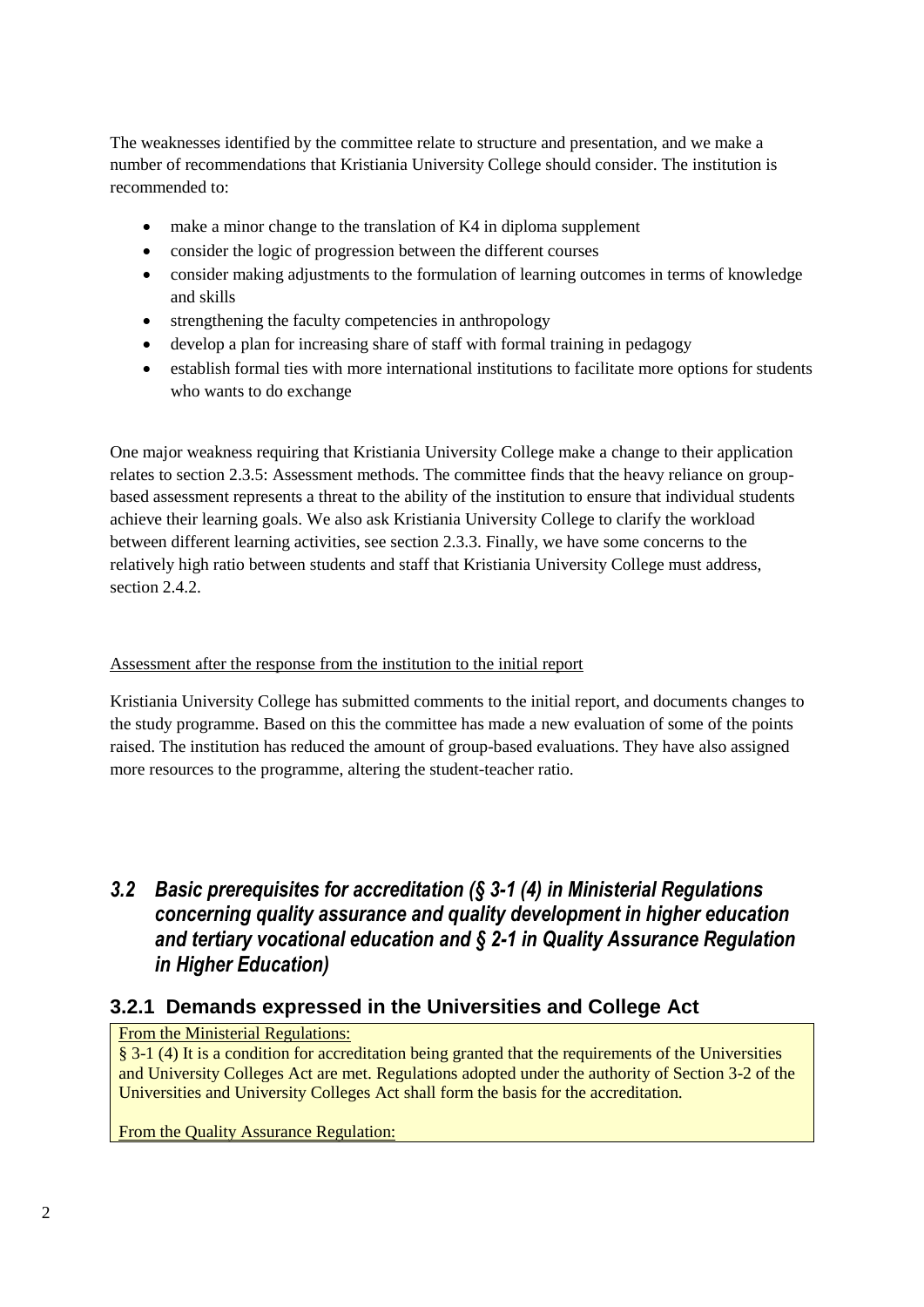The weaknesses identified by the committee relate to structure and presentation, and we make a number of recommendations that Kristiania University College should consider. The institution is recommended to:

- make a minor change to the translation of K4 in diploma supplement
- consider the logic of progression between the different courses
- consider making adjustments to the formulation of learning outcomes in terms of knowledge and skills
- strengthening the faculty competencies in anthropology
- develop a plan for increasing share of staff with formal training in pedagogy
- establish formal ties with more international institutions to facilitate more options for students who wants to do exchange

One major weakness requiring that Kristiania University College make a change to their application relates to section 2.3.5: Assessment methods. The committee finds that the heavy reliance on group-based assessment represents a threat to the ability of the institution to ensure that individual students achieve their learning goals. We also ask Kristiania University College to clarify the workload between different learning activities, see section 2.3.3. Finally, we have some concerns to the relatively high ratio between students and staff that Kristiania University College must address, section 2.4.2.

Assessment after the response from the institution to the initial report

Kristiania University College has submitted comments to the initial report, and documents changes to the study programme. Based on this the committee has made a new evaluation of some of the points raised. The institution has reduced the amount of group-based evaluations. They have also assigned more resources to the programme, altering the student-teacher ratio.

## *3.2 Basic prerequisites for accreditation (§ 3-1 (4) in Ministerial Regulations concerning quality assurance and quality development in higher education and tertiary vocational education and § 2-1 in Quality Assurance Regulation in Higher Education)*

### 3.2.1 Demands expressed in the Universities and College Act

From the Ministerial Regulations:

§ 3-1 (4) It is a condition for accreditation being granted that the requirements of the Universities and University Colleges Act are met. Regulations adopted under the authority of Section 3-2 of the Universities and University Colleges Act shall form the basis for the accreditation.

From the Quality Assurance Regulation: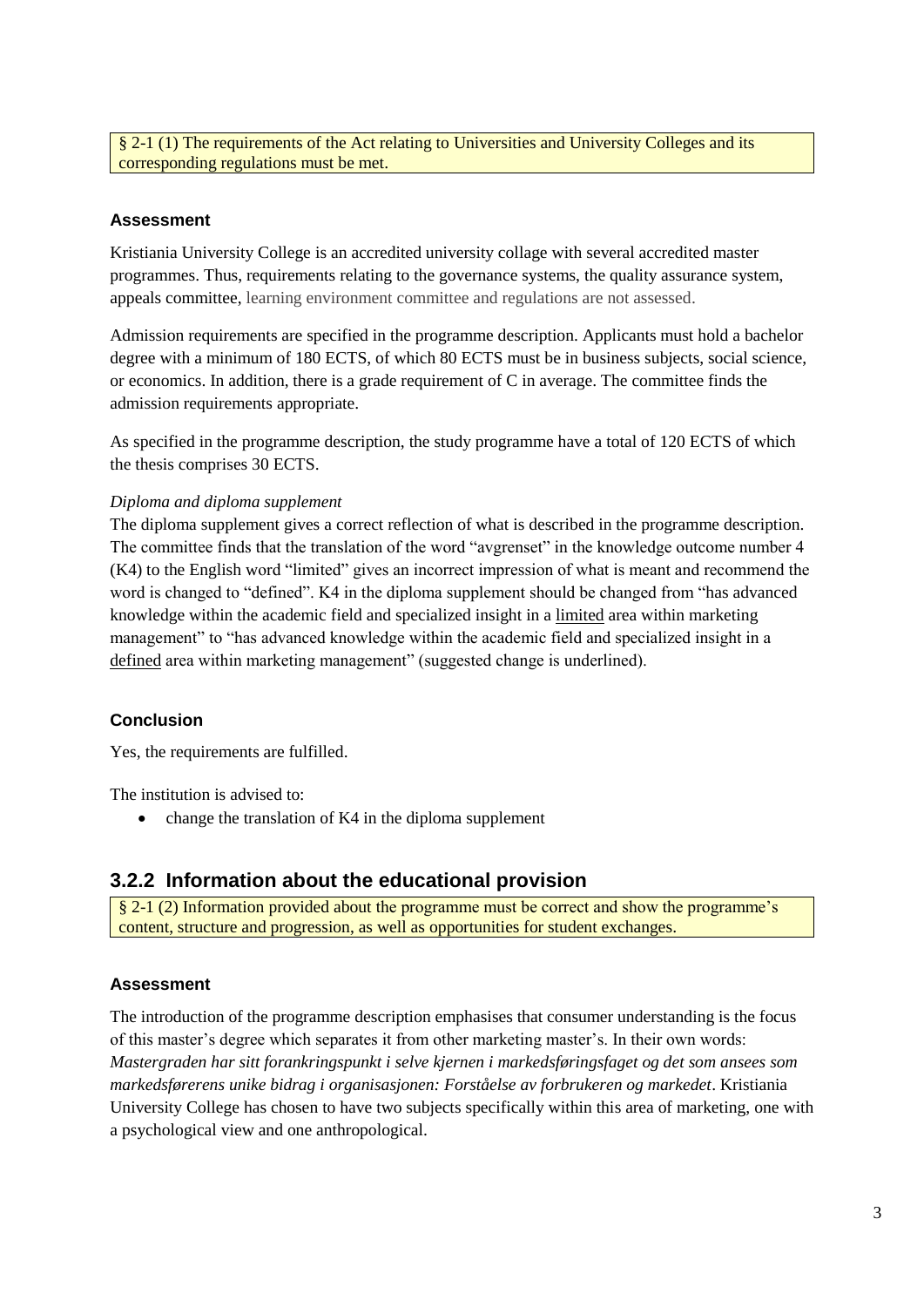§ 2-1 (1) The requirements of the Act relating to Universities and University Colleges and its corresponding regulations must be met.

#### Assessment

Kristiania University College is an accredited university collage with several accredited master programmes. Thus, requirements relating to the governance systems, the quality assurance system, appeals committee, learning environment committee and regulations are not assessed.

Admission requirements are specified in the programme description. Applicants must hold a bachelor degree with a minimum of 180 ECTS, of which 80 ECTS must be in business subjects, social science, or economics. In addition, there is a grade requirement of C in average. The committee finds the admission requirements appropriate.

As specified in the programme description, the study programme have a total of 120 ECTS of which the thesis comprises 30 ECTS.

*Diploma and diploma supplement*

The diploma supplement gives a correct reflection of what is described in the programme description. The committee finds that the translation of the word "avgrenset" in the knowledge outcome number 4 (K4) to the English word "limited" gives an incorrect impression of what is meant and recommend the word is changed to "defined". K4 in the diploma supplement should be changed from "has advanced knowledge within the academic field and specialized insight in a <u>limited</u> area within marketing management" to "has advanced knowledge within the academic field and specialized insight in a <u>defined</u> area within marketing management" (suggested change is underlined).

#### Conclusion

Yes, the requirements are fulfilled.

The institution is advised to:

- change the translation of K4 in the diploma supplement

### 3.2.2 Information about the educational provision

§ 2-1 (2) Information provided about the programme must be correct and show the programme's content, structure and progression, as well as opportunities for student exchanges.

#### Assessment

The introduction of the programme description emphasises that consumer understanding is the focus of this master's degree which separates it from other marketing master's. In their own words: *Mastergraden har sitt forankringspunkt i selve kjernen i markedsføringsfaget og det som ansees som markedsførerens unike bidrag i organisasjonen: Forståelse av forbrukeren og markedet*. Kristiania University College has chosen to have two subjects specifically within this area of marketing, one with a psychological view and one anthropological.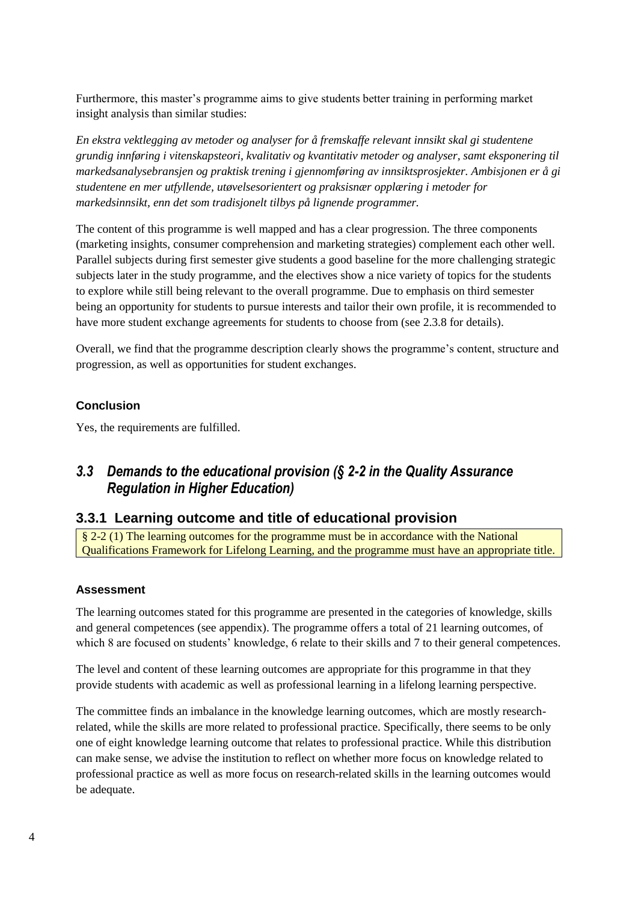Furthermore, this master's programme aims to give students better training in performing market insight analysis than similar studies:

*En ekstra vektlegging av metoder og analyser for å fremskaffe relevant innsikt skal gi studentene grundig innføring i vitenskapsteori, kvalitativ og kvantitativ metoder og analyser, samt eksponering til markedsanalysebransjen og praktisk trening i gjennomføring av innsiktsprosjekter. Ambisjonen er å gi studentene en mer utfyllende, utøvelsesorientert og praksisnær opplæring i metoder for markedsinnsikt, enn det som tradisjonelt tilbys på lignende programmer.*

The content of this programme is well mapped and has a clear progression. The three components (marketing insights, consumer comprehension and marketing strategies) complement each other well. Parallel subjects during first semester give students a good baseline for the more challenging strategic subjects later in the study programme, and the electives show a nice variety of topics for the students to explore while still being relevant to the overall programme. Due to emphasis on third semester being an opportunity for students to pursue interests and tailor their own profile, it is recommended to have more student exchange agreements for students to choose from (see 2.3.8 for details).

Overall, we find that the programme description clearly shows the programme's content, structure and progression, as well as opportunities for student exchanges.

#### Conclusion

Yes, the requirements are fulfilled.

## *3.3 Demands to the educational provision (§ 2-2 in the Quality Assurance Regulation in Higher Education)*

### 3.3.1 Learning outcome and title of educational provision

§ 2-2 (1) The learning outcomes for the programme must be in accordance with the National Qualifications Framework for Lifelong Learning, and the programme must have an appropriate title.

#### Assessment

The learning outcomes stated for this programme are presented in the categories of knowledge, skills and general competences (see appendix). The programme offers a total of 21 learning outcomes, of which 8 are focused on students' knowledge, 6 relate to their skills and 7 to their general competences.

The level and content of these learning outcomes are appropriate for this programme in that they provide students with academic as well as professional learning in a lifelong learning perspective.

The committee finds an imbalance in the knowledge learning outcomes, which are mostly research-related, while the skills are more related to professional practice. Specifically, there seems to be only one of eight knowledge learning outcome that relates to professional practice. While this distribution can make sense, we advise the institution to reflect on whether more focus on knowledge related to professional practice as well as more focus on research-related skills in the learning outcomes would be adequate.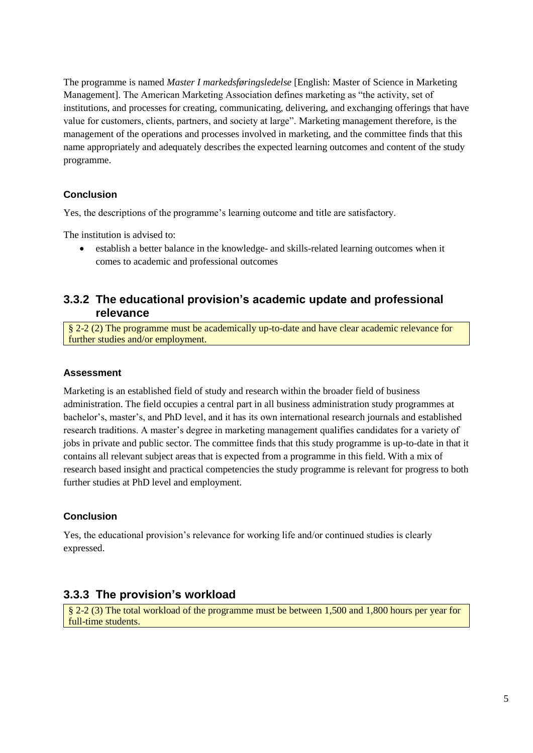The programme is named *Master I markedsføringsledelse* [English: Master of Science in Marketing Management]. The American Marketing Association defines marketing as "the activity, set of institutions, and processes for creating, communicating, delivering, and exchanging offerings that have value for customers, clients, partners, and society at large". Marketing management therefore, is the management of the operations and processes involved in marketing, and the committee finds that this name appropriately and adequately describes the expected learning outcomes and content of the study programme.

#### Conclusion

Yes, the descriptions of the programme's learning outcome and title are satisfactory.

The institution is advised to:

- establish a better balance in the knowledge- and skills-related learning outcomes when it comes to academic and professional outcomes

### 3.3.2 The educational provision's academic update and professional relevance

§ 2-2 (2) The programme must be academically up-to-date and have clear academic relevance for further studies and/or employment.

#### Assessment

Marketing is an established field of study and research within the broader field of business administration. The field occupies a central part in all business administration study programmes at bachelor's, master's, and PhD level, and it has its own international research journals and established research traditions. A master's degree in marketing management qualifies candidates for a variety of jobs in private and public sector. The committee finds that this study programme is up-to-date in that it contains all relevant subject areas that is expected from a programme in this field. With a mix of research based insight and practical competencies the study programme is relevant for progress to both further studies at PhD level and employment.

#### Conclusion

Yes, the educational provision's relevance for working life and/or continued studies is clearly expressed.

### 3.3.3 The provision's workload

§ 2-2 (3) The total workload of the programme must be between 1,500 and 1,800 hours per year for full-time students.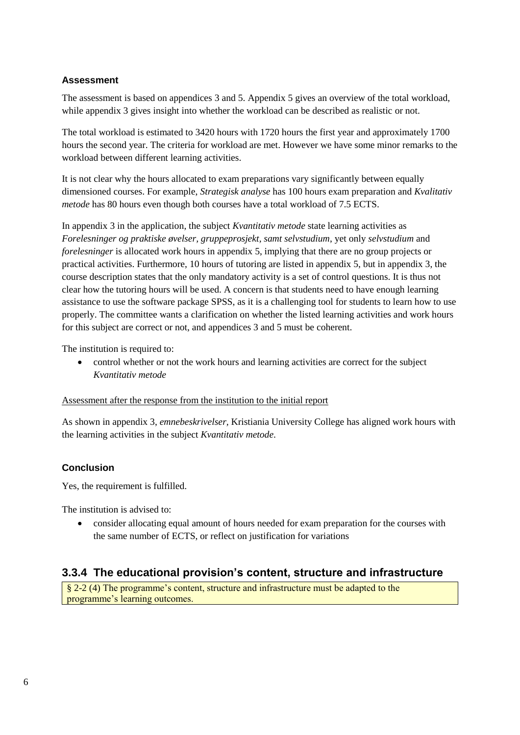### Assessment

The assessment is based on appendices 3 and 5. Appendix 5 gives an overview of the total workload, while appendix 3 gives insight into whether the workload can be described as realistic or not.

The total workload is estimated to 3420 hours with 1720 hours the first year and approximately 1700 hours the second year. The criteria for workload are met. However we have some minor remarks to the workload between different learning activities.

It is not clear why the hours allocated to exam preparations vary significantly between equally dimensioned courses. For example, *Strategisk analyse* has 100 hours exam preparation and *Kvalitativ metode* has 80 hours even though both courses have a total workload of 7.5 ECTS.

In appendix 3 in the application, the subject *Kvantitativ metode* state learning activities as *Forelesninger og praktiske øvelser, gruppeprosjekt, samt selvstudium*, yet only *selvstudium* and *forelesninger* is allocated work hours in appendix 5, implying that there are no group projects or practical activities. Furthermore, 10 hours of tutoring are listed in appendix 5, but in appendix 3, the course description states that the only mandatory activity is a set of control questions. It is thus not clear how the tutoring hours will be used. A concern is that students need to have enough learning assistance to use the software package SPSS, as it is a challenging tool for students to learn how to use properly. The committee wants a clarification on whether the listed learning activities and work hours for this subject are correct or not, and appendices 3 and 5 must be coherent.

The institution is required to:

- control whether or not the work hours and learning activities are correct for the subject *Kvantitativ metode*

<u>Assessment after the response from the institution to the initial report</u>

As shown in appendix 3, *emnebeskrivelser*, Kristiania University College has aligned work hours with the learning activities in the subject *Kvantitativ metode*.

### Conclusion

Yes, the requirement is fulfilled.

The institution is advised to:

- consider allocating equal amount of hours needed for exam preparation for the courses with the same number of ECTS, or reflect on justification for variations

## 3.3.4 The educational provision's content, structure and infrastructure

§ 2-2 (4) The programme's content, structure and infrastructure must be adapted to the programme's learning outcomes.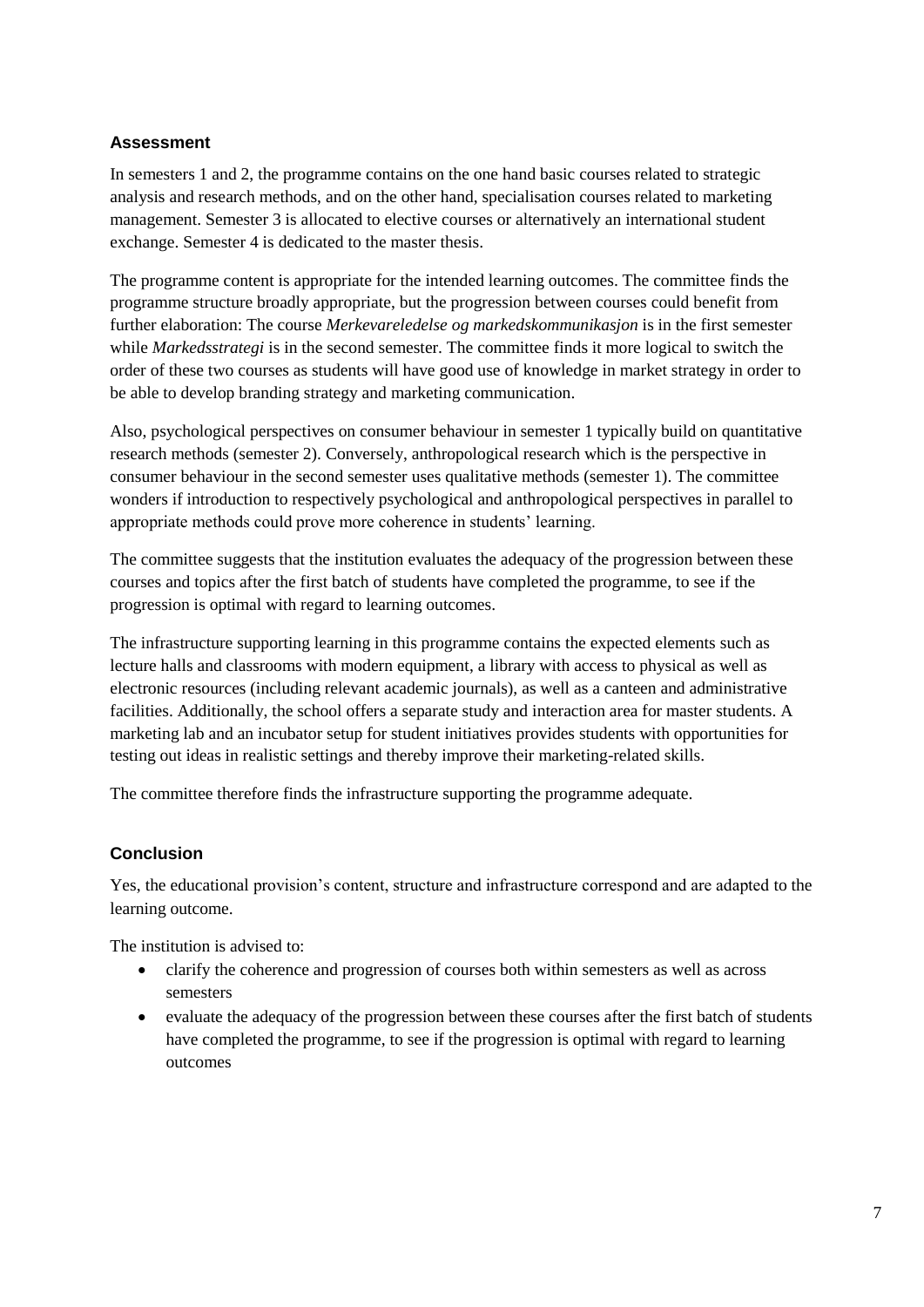### Assessment

In semesters 1 and 2, the programme contains on the one hand basic courses related to strategic analysis and research methods, and on the other hand, specialisation courses related to marketing management. Semester 3 is allocated to elective courses or alternatively an international student exchange. Semester 4 is dedicated to the master thesis.

The programme content is appropriate for the intended learning outcomes. The committee finds the programme structure broadly appropriate, but the progression between courses could benefit from further elaboration: The course *Merkevareledelse og markedskommunikasjon* is in the first semester while *Markedsstrategi* is in the second semester. The committee finds it more logical to switch the order of these two courses as students will have good use of knowledge in market strategy in order to be able to develop branding strategy and marketing communication.

Also, psychological perspectives on consumer behaviour in semester 1 typically build on quantitative research methods (semester 2). Conversely, anthropological research which is the perspective in consumer behaviour in the second semester uses qualitative methods (semester 1). The committee wonders if introduction to respectively psychological and anthropological perspectives in parallel to appropriate methods could prove more coherence in students' learning.

The committee suggests that the institution evaluates the adequacy of the progression between these courses and topics after the first batch of students have completed the programme, to see if the progression is optimal with regard to learning outcomes.

The infrastructure supporting learning in this programme contains the expected elements such as lecture halls and classrooms with modern equipment, a library with access to physical as well as electronic resources (including relevant academic journals), as well as a canteen and administrative facilities. Additionally, the school offers a separate study and interaction area for master students. A marketing lab and an incubator setup for student initiatives provides students with opportunities for testing out ideas in realistic settings and thereby improve their marketing-related skills.

The committee therefore finds the infrastructure supporting the programme adequate.

### Conclusion

Yes, the educational provision's content, structure and infrastructure correspond and are adapted to the learning outcome.

The institution is advised to:

- clarify the coherence and progression of courses both within semesters as well as across semesters
- evaluate the adequacy of the progression between these courses after the first batch of students have completed the programme, to see if the progression is optimal with regard to learning outcomes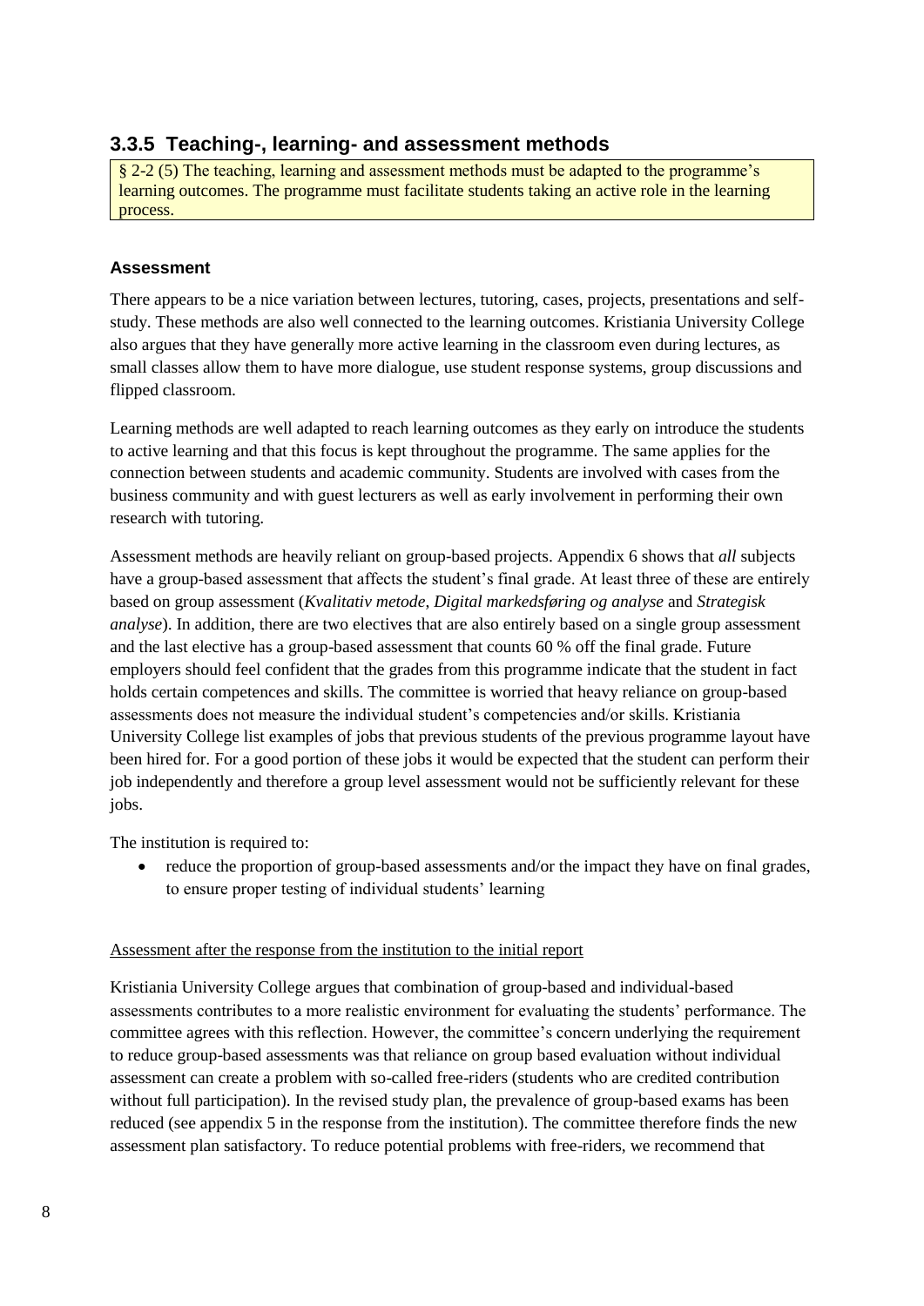### 3.3.5 Teaching-, learning- and assessment methods

§ 2-2 (5) The teaching, learning and assessment methods must be adapted to the programme's learning outcomes. The programme must facilitate students taking an active role in the learning process.

#### Assessment

There appears to be a nice variation between lectures, tutoring, cases, projects, presentations and self-study. These methods are also well connected to the learning outcomes. Kristiania University College also argues that they have generally more active learning in the classroom even during lectures, as small classes allow them to have more dialogue, use student response systems, group discussions and flipped classroom.

Learning methods are well adapted to reach learning outcomes as they early on introduce the students to active learning and that this focus is kept throughout the programme. The same applies for the connection between students and academic community. Students are involved with cases from the business community and with guest lecturers as well as early involvement in performing their own research with tutoring.

Assessment methods are heavily reliant on group-based projects. Appendix 6 shows that *all* subjects have a group-based assessment that affects the student's final grade. At least three of these are entirely based on group assessment (*Kvalitativ metode*, *Digital markedsføring og analyse* and *Strategisk analyse*). In addition, there are two electives that are also entirely based on a single group assessment and the last elective has a group-based assessment that counts 60 % off the final grade. Future employers should feel confident that the grades from this programme indicate that the student in fact holds certain competences and skills. The committee is worried that heavy reliance on group-based assessments does not measure the individual student's competencies and/or skills. Kristiania University College list examples of jobs that previous students of the previous programme layout have been hired for. For a good portion of these jobs it would be expected that the student can perform their job independently and therefore a group level assessment would not be sufficiently relevant for these jobs.

The institution is required to:

- reduce the proportion of group-based assessments and/or the impact they have on final grades, to ensure proper testing of individual students' learning

Assessment after the response from the institution to the initial report

Kristiania University College argues that combination of group-based and individual-based assessments contributes to a more realistic environment for evaluating the students' performance. The committee agrees with this reflection. However, the committee's concern underlying the requirement to reduce group-based assessments was that reliance on group based evaluation without individual assessment can create a problem with so-called free-riders (students who are credited contribution without full participation). In the revised study plan, the prevalence of group-based exams has been reduced (see appendix 5 in the response from the institution). The committee therefore finds the new assessment plan satisfactory. To reduce potential problems with free-riders, we recommend that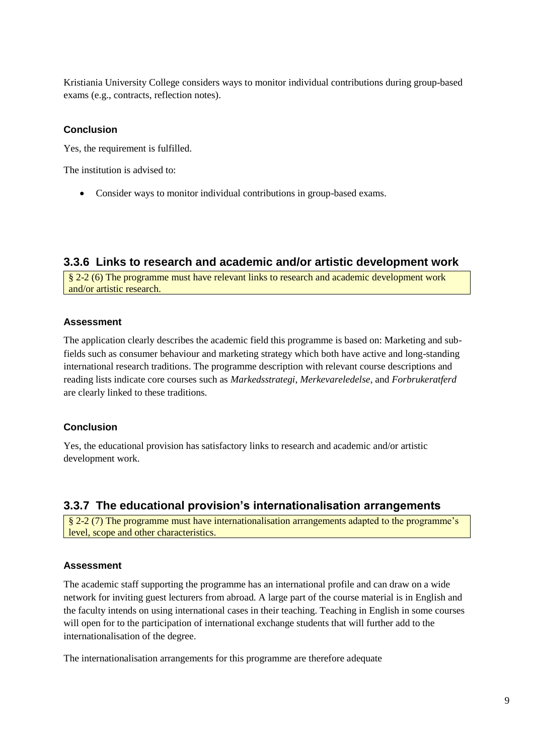Kristiania University College considers ways to monitor individual contributions during group-based exams (e.g., contracts, reflection notes).

#### Conclusion

Yes, the requirement is fulfilled.

The institution is advised to:

- Consider ways to monitor individual contributions in group-based exams.

### 3.3.6 Links to research and academic and/or artistic development work

§ 2-2 (6) The programme must have relevant links to research and academic development work and/or artistic research.

#### Assessment

The application clearly describes the academic field this programme is based on: Marketing and sub-fields such as consumer behaviour and marketing strategy which both have active and long-standing international research traditions. The programme description with relevant course descriptions and reading lists indicate core courses such as *Markedsstrategi*, *Merkevareledelse*, and *Forbrukeratferd* are clearly linked to these traditions.

#### Conclusion

Yes, the educational provision has satisfactory links to research and academic and/or artistic development work.

### 3.3.7 The educational provision's internationalisation arrangements

§ 2-2 (7) The programme must have internationalisation arrangements adapted to the programme's level, scope and other characteristics.

#### Assessment

The academic staff supporting the programme has an international profile and can draw on a wide network for inviting guest lecturers from abroad. A large part of the course material is in English and the faculty intends on using international cases in their teaching. Teaching in English in some courses will open for to the participation of international exchange students that will further add to the internationalisation of the degree.

The internationalisation arrangements for this programme are therefore adequate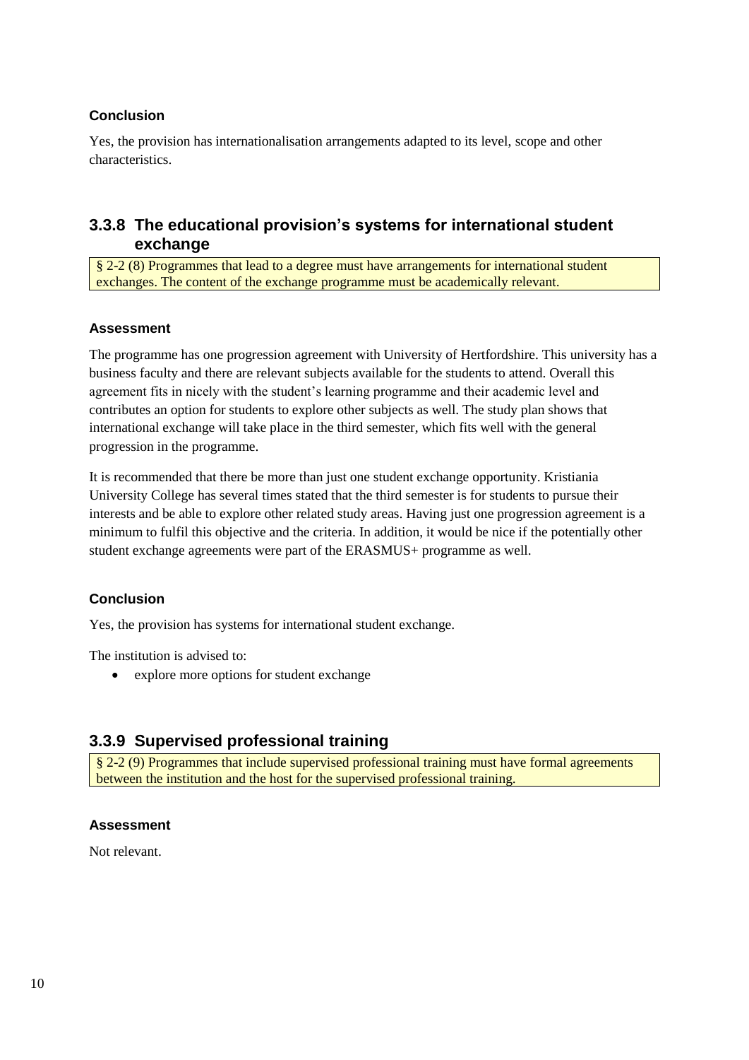#### Conclusion

Yes, the provision has internationalisation arrangements adapted to its level, scope and other characteristics.

### 3.3.8 The educational provision's systems for international student exchange

§ 2-2 (8) Programmes that lead to a degree must have arrangements for international student exchanges. The content of the exchange programme must be academically relevant.

#### Assessment

The programme has one progression agreement with University of Hertfordshire. This university has a business faculty and there are relevant subjects available for the students to attend. Overall this agreement fits in nicely with the student's learning programme and their academic level and contributes an option for students to explore other subjects as well. The study plan shows that international exchange will take place in the third semester, which fits well with the general progression in the programme.

It is recommended that there be more than just one student exchange opportunity. Kristiania University College has several times stated that the third semester is for students to pursue their interests and be able to explore other related study areas. Having just one progression agreement is a minimum to fulfil this objective and the criteria. In addition, it would be nice if the potentially other student exchange agreements were part of the ERASMUS+ programme as well.

#### Conclusion

Yes, the provision has systems for international student exchange.

The institution is advised to:

- explore more options for student exchange

### 3.3.9 Supervised professional training

§ 2-2 (9) Programmes that include supervised professional training must have formal agreements between the institution and the host for the supervised professional training.

#### Assessment

Not relevant.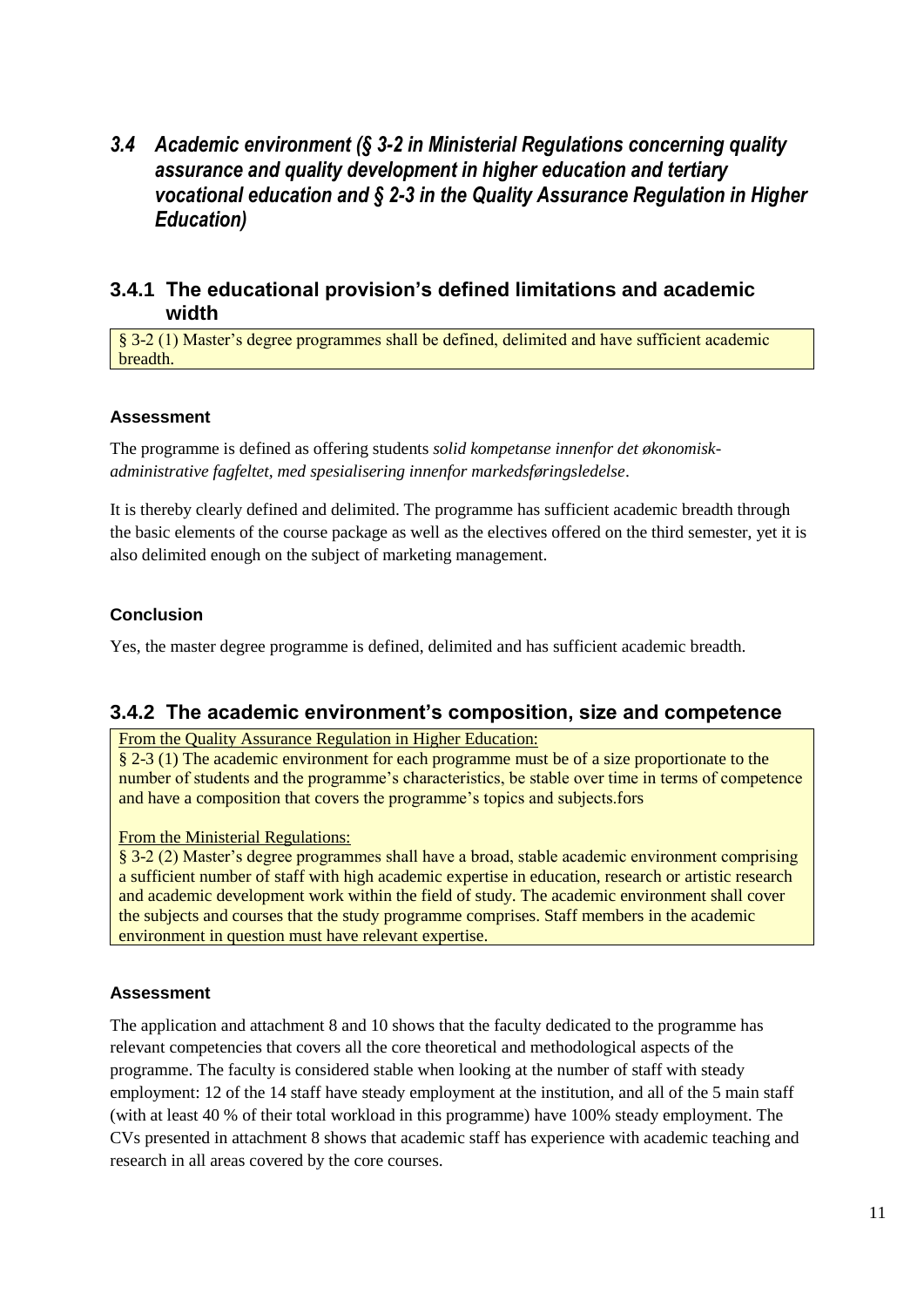## *3.4 Academic environment (§ 3-2 in Ministerial Regulations concerning quality assurance and quality development in higher education and tertiary vocational education and § 2-3 in the Quality Assurance Regulation in Higher Education)*

### 3.4.1 The educational provision's defined limitations and academic width

§ 3-2 (1) Master's degree programmes shall be defined, delimited and have sufficient academic breadth.

**Assessment**

The programme is defined as offering students *solid kompetanse innenfor det økonomisk-administrative fagfeltet, med spesialisering innenfor markedsføringsledelse*.

It is thereby clearly defined and delimited. The programme has sufficient academic breadth through the basic elements of the course package as well as the electives offered on the third semester, yet it is also delimited enough on the subject of marketing management.

**Conclusion**

Yes, the master degree programme is defined, delimited and has sufficient academic breadth.

### 3.4.2 The academic environment's composition, size and competence

From the Quality Assurance Regulation in Higher Education:
§ 2-3 (1) The academic environment for each programme must be of a size proportionate to the number of students and the programme's characteristics, be stable over time in terms of competence and have a composition that covers the programme's topics and subjects.fors

From the Ministerial Regulations:
§ 3-2 (2) Master's degree programmes shall have a broad, stable academic environment comprising a sufficient number of staff with high academic expertise in education, research or artistic research and academic development work within the field of study. The academic environment shall cover the subjects and courses that the study programme comprises. Staff members in the academic environment in question must have relevant expertise.

**Assessment**

The application and attachment 8 and 10 shows that the faculty dedicated to the programme has relevant competencies that covers all the core theoretical and methodological aspects of the programme. The faculty is considered stable when looking at the number of staff with steady employment: 12 of the 14 staff have steady employment at the institution, and all of the 5 main staff (with at least 40 % of their total workload in this programme) have 100% steady employment. The CVs presented in attachment 8 shows that academic staff has experience with academic teaching and research in all areas covered by the core courses.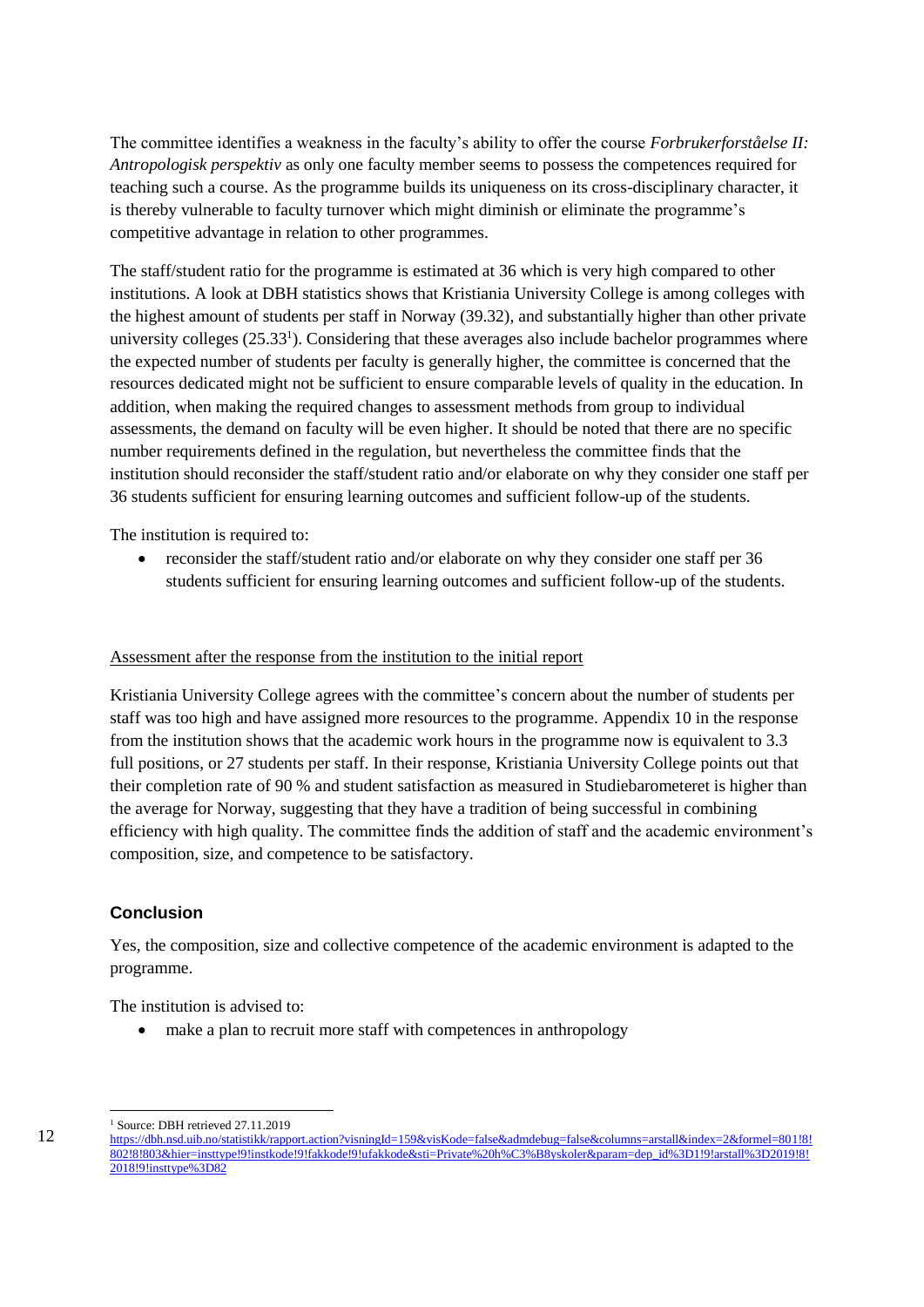The committee identifies a weakness in the faculty's ability to offer the course *Forbrukerforståelse II: Antropologisk perspektiv* as only one faculty member seems to possess the competences required for teaching such a course. As the programme builds its uniqueness on its cross-disciplinary character, it is thereby vulnerable to faculty turnover which might diminish or eliminate the programme's competitive advantage in relation to other programmes.

The staff/student ratio for the programme is estimated at 36 which is very high compared to other institutions. A look at DBH statistics shows that Kristiania University College is among colleges with the highest amount of students per staff in Norway (39.32), and substantially higher than other private university colleges (25.33[1]). Considering that these averages also include bachelor programmes where the expected number of students per faculty is generally higher, the committee is concerned that the resources dedicated might not be sufficient to ensure comparable levels of quality in the education. In addition, when making the required changes to assessment methods from group to individual assessments, the demand on faculty will be even higher. It should be noted that there are no specific number requirements defined in the regulation, but nevertheless the committee finds that the institution should reconsider the staff/student ratio and/or elaborate on why they consider one staff per 36 students sufficient for ensuring learning outcomes and sufficient follow-up of the students.

The institution is required to:

- reconsider the staff/student ratio and/or elaborate on why they consider one staff per 36 students sufficient for ensuring learning outcomes and sufficient follow-up of the students.

<u>Assessment after the response from the institution to the initial report</u>

Kristiania University College agrees with the committee's concern about the number of students per staff was too high and have assigned more resources to the programme. Appendix 10 in the response from the institution shows that the academic work hours in the programme now is equivalent to 3.3 full positions, or 27 students per staff. In their response, Kristiania University College points out that their completion rate of 90 % and student satisfaction as measured in Studiebarometeret is higher than the average for Norway, suggesting that they have a tradition of being successful in combining efficiency with high quality. The committee finds the addition of staff and the academic environment's composition, size, and competence to be satisfactory.

### Conclusion

Yes, the composition, size and collective competence of the academic environment is adapted to the programme.

The institution is advised to:

- make a plan to recruit more staff with competences in anthropology

[1] Source: DBH retrieved 27.11.2019 https://dbh.nsd.uib.no/statistikk/rapport.action?visningId=159&visKode=false&admdebug=false&columns=arstall&index=2&formel=801!8!802!8!803&hier=insttype!9!instkode!9!fakkode!9!ufakkode&sti=Private%20h%C3%B8yskoler&param=dep_id%3D1!9!arstall%3D2019!8!2018!9!insttype%3D82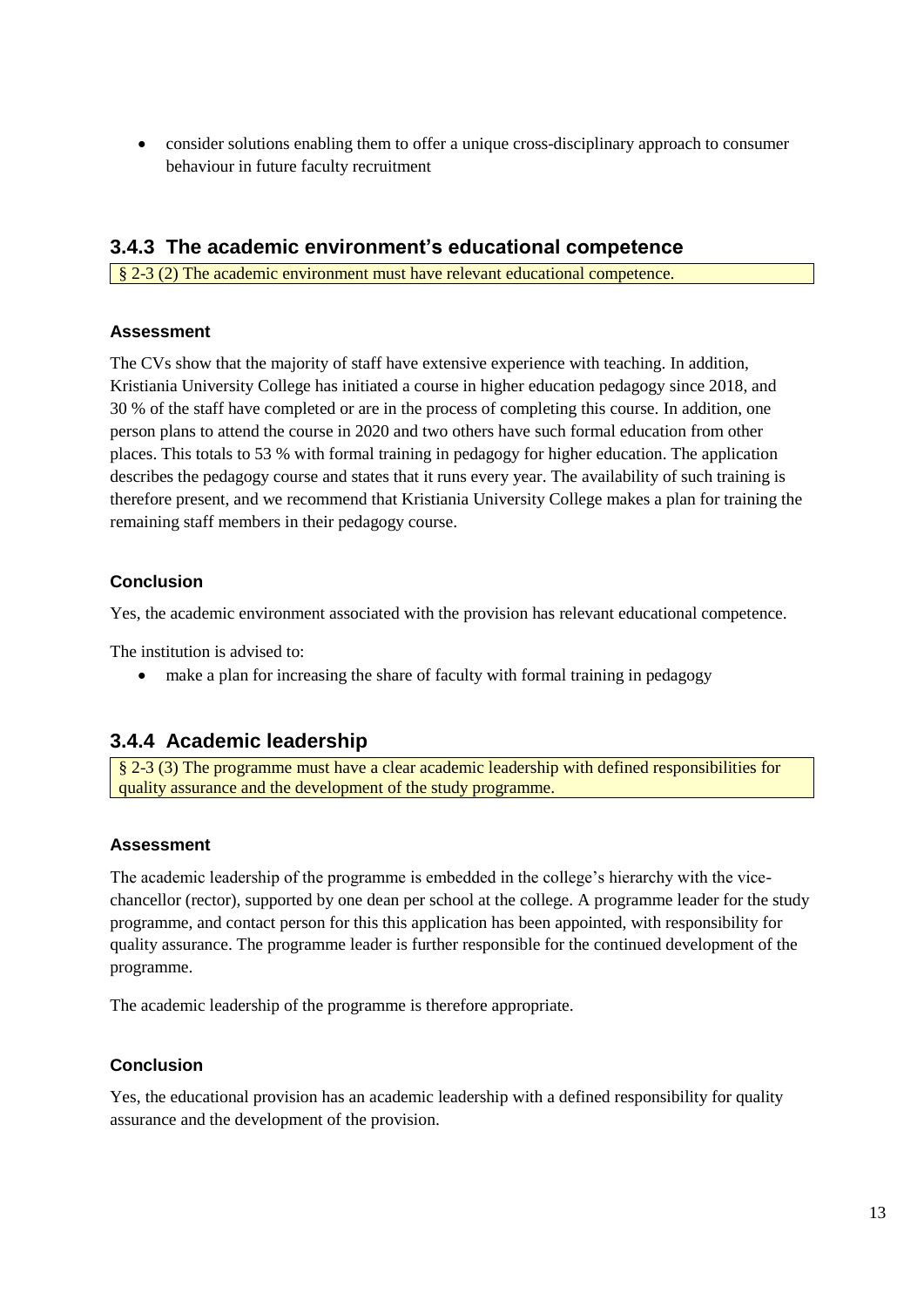- consider solutions enabling them to offer a unique cross-disciplinary approach to consumer behaviour in future faculty recruitment

### 3.4.3 The academic environment's educational competence

§ 2-3 (2) The academic environment must have relevant educational competence.

#### Assessment

The CVs show that the majority of staff have extensive experience with teaching. In addition, Kristiania University College has initiated a course in higher education pedagogy since 2018, and 30 % of the staff have completed or are in the process of completing this course. In addition, one person plans to attend the course in 2020 and two others have such formal education from other places. This totals to 53 % with formal training in pedagogy for higher education. The application describes the pedagogy course and states that it runs every year. The availability of such training is therefore present, and we recommend that Kristiania University College makes a plan for training the remaining staff members in their pedagogy course.

#### Conclusion

Yes, the academic environment associated with the provision has relevant educational competence.

The institution is advised to:

- make a plan for increasing the share of faculty with formal training in pedagogy

### 3.4.4 Academic leadership

§ 2-3 (3) The programme must have a clear academic leadership with defined responsibilities for quality assurance and the development of the study programme.

#### Assessment

The academic leadership of the programme is embedded in the college's hierarchy with the vice-chancellor (rector), supported by one dean per school at the college. A programme leader for the study programme, and contact person for this this application has been appointed, with responsibility for quality assurance. The programme leader is further responsible for the continued development of the programme.

The academic leadership of the programme is therefore appropriate.

#### Conclusion

Yes, the educational provision has an academic leadership with a defined responsibility for quality assurance and the development of the provision.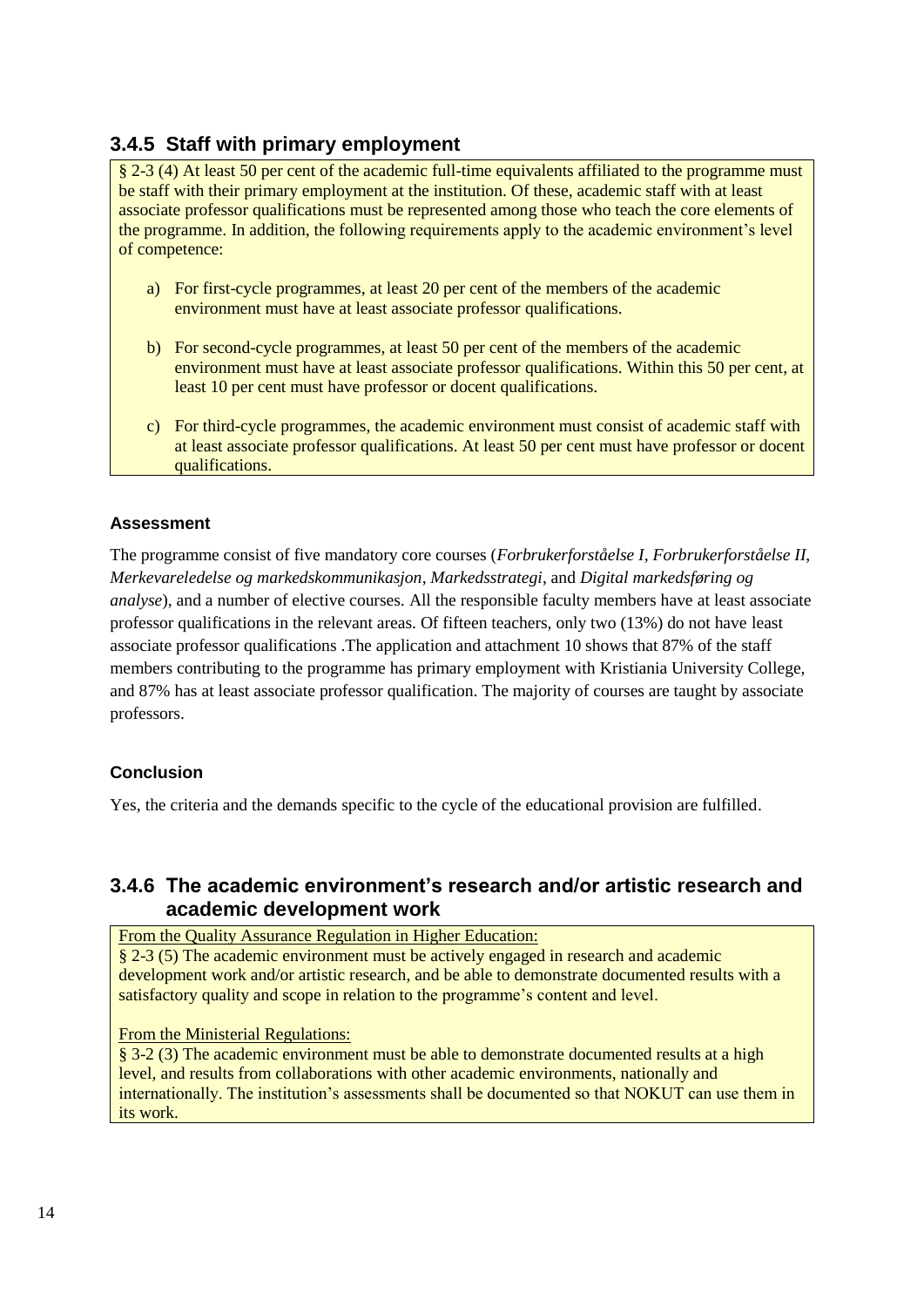### 3.4.5 Staff with primary employment

§ 2-3 (4) At least 50 per cent of the academic full-time equivalents affiliated to the programme must be staff with their primary employment at the institution. Of these, academic staff with at least associate professor qualifications must be represented among those who teach the core elements of the programme. In addition, the following requirements apply to the academic environment's level of competence:

a) For first-cycle programmes, at least 20 per cent of the members of the academic environment must have at least associate professor qualifications.

b) For second-cycle programmes, at least 50 per cent of the members of the academic environment must have at least associate professor qualifications. Within this 50 per cent, at least 10 per cent must have professor or docent qualifications.

c) For third-cycle programmes, the academic environment must consist of academic staff with at least associate professor qualifications. At least 50 per cent must have professor or docent qualifications.

#### Assessment

The programme consist of five mandatory core courses (*Forbrukerforståelse I*, *Forbrukerforståelse II*, *Merkevareledelse og markedskommunikasjon*, *Markedsstrategi*, and *Digital markedsføring og analyse*), and a number of elective courses. All the responsible faculty members have at least associate professor qualifications in the relevant areas. Of fifteen teachers, only two (13%) do not have least associate professor qualifications .The application and attachment 10 shows that 87% of the staff members contributing to the programme has primary employment with Kristiania University College, and 87% has at least associate professor qualification. The majority of courses are taught by associate professors.

#### Conclusion

Yes, the criteria and the demands specific to the cycle of the educational provision are fulfilled.

### 3.4.6 The academic environment's research and/or artistic research and academic development work

From the Quality Assurance Regulation in Higher Education:

§ 2-3 (5) The academic environment must be actively engaged in research and academic development work and/or artistic research, and be able to demonstrate documented results with a satisfactory quality and scope in relation to the programme's content and level.

From the Ministerial Regulations:

§ 3-2 (3) The academic environment must be able to demonstrate documented results at a high level, and results from collaborations with other academic environments, nationally and internationally. The institution's assessments shall be documented so that NOKUT can use them in its work.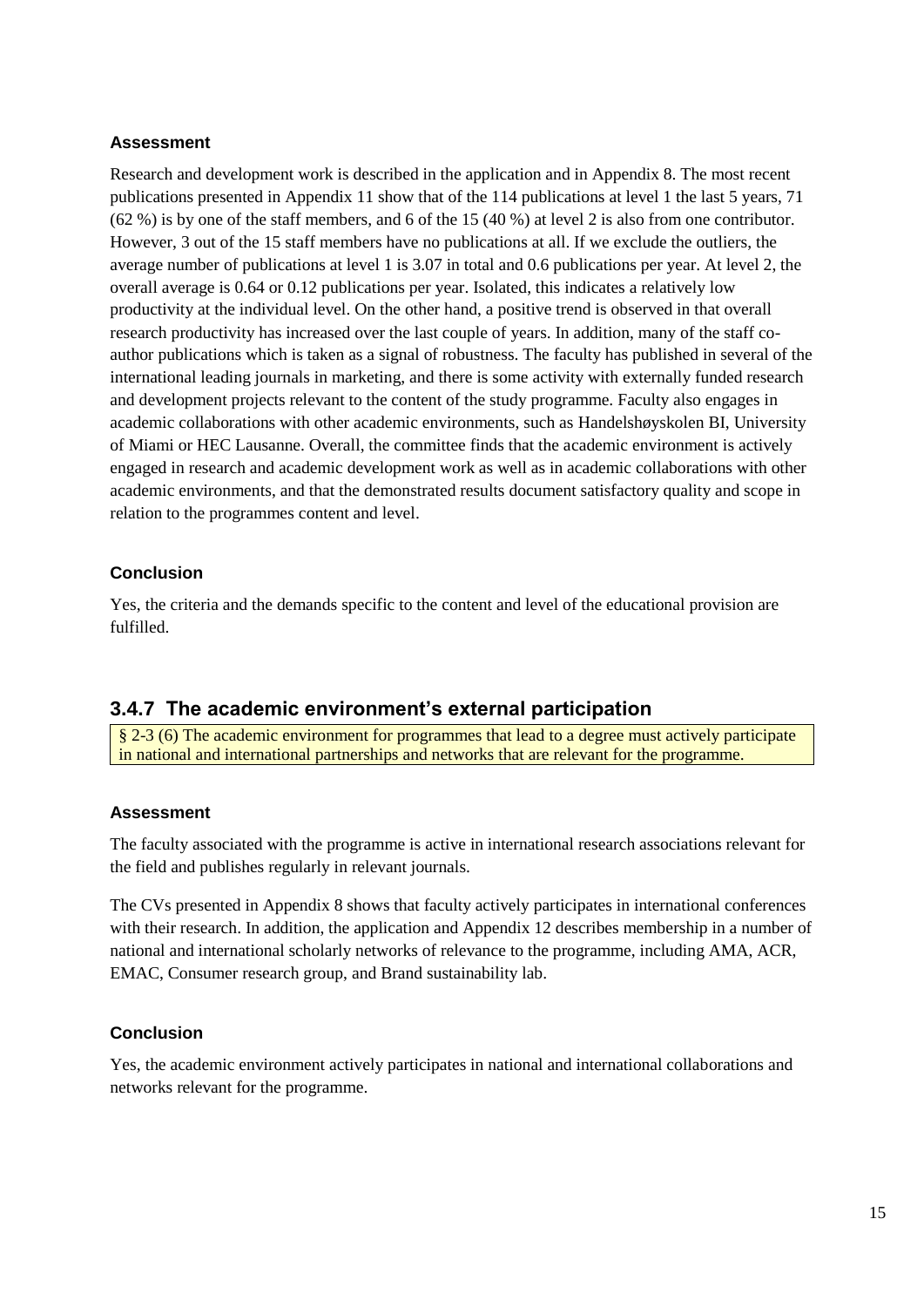#### Assessment

Research and development work is described in the application and in Appendix 8. The most recent publications presented in Appendix 11 show that of the 114 publications at level 1 the last 5 years, 71 (62 %) is by one of the staff members, and 6 of the 15 (40 %) at level 2 is also from one contributor. However, 3 out of the 15 staff members have no publications at all. If we exclude the outliers, the average number of publications at level 1 is 3.07 in total and 0.6 publications per year. At level 2, the overall average is 0.64 or 0.12 publications per year. Isolated, this indicates a relatively low productivity at the individual level. On the other hand, a positive trend is observed in that overall research productivity has increased over the last couple of years. In addition, many of the staff co-author publications which is taken as a signal of robustness. The faculty has published in several of the international leading journals in marketing, and there is some activity with externally funded research and development projects relevant to the content of the study programme. Faculty also engages in academic collaborations with other academic environments, such as Handelshøyskolen BI, University of Miami or HEC Lausanne. Overall, the committee finds that the academic environment is actively engaged in research and academic development work as well as in academic collaborations with other academic environments, and that the demonstrated results document satisfactory quality and scope in relation to the programmes content and level.

#### Conclusion

Yes, the criteria and the demands specific to the content and level of the educational provision are fulfilled.

### 3.4.7 The academic environment's external participation

§ 2-3 (6) The academic environment for programmes that lead to a degree must actively participate in national and international partnerships and networks that are relevant for the programme.

#### Assessment

The faculty associated with the programme is active in international research associations relevant for the field and publishes regularly in relevant journals.

The CVs presented in Appendix 8 shows that faculty actively participates in international conferences with their research. In addition, the application and Appendix 12 describes membership in a number of national and international scholarly networks of relevance to the programme, including AMA, ACR, EMAC, Consumer research group, and Brand sustainability lab.

#### Conclusion

Yes, the academic environment actively participates in national and international collaborations and networks relevant for the programme.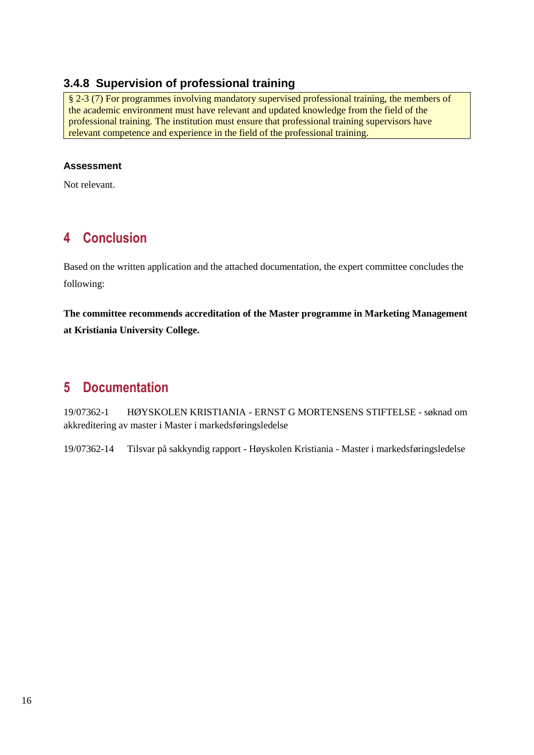### 3.4.8 Supervision of professional training

> § 2-3 (7) For programmes involving mandatory supervised professional training, the members of the academic environment must have relevant and updated knowledge from the field of the professional training. The institution must ensure that professional training supervisors have relevant competence and experience in the field of the professional training.

#### Assessment

Not relevant.

# 4 Conclusion

Based on the written application and the attached documentation, the expert committee concludes the following:

**The committee recommends accreditation of the Master programme in Marketing Management at Kristiania University College.**

# 5 Documentation

19/07362-1 HØYSKOLEN KRISTIANIA - ERNST G MORTENSENS STIFTELSE - søknad om akkreditering av master i Master i markedsføringsledelse

19/07362-14 Tilsvar på sakkyndig rapport - Høyskolen Kristiania - Master i markedsføringsledelse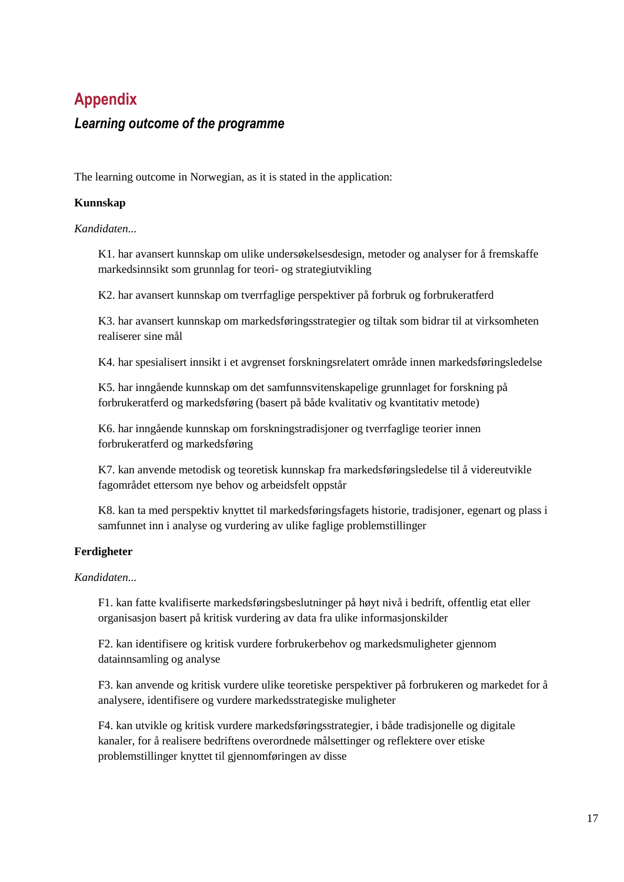# Appendix

## *Learning outcome of the programme*

The learning outcome in Norwegian, as it is stated in the application:

**Kunnskap**

*Kandidaten...*

K1. har avansert kunnskap om ulike undersøkelsesdesign, metoder og analyser for å fremskaffe markedsinnsikt som grunnlag for teori- og strategiutvikling

K2. har avansert kunnskap om tverrfaglige perspektiver på forbruk og forbrukeratferd

K3. har avansert kunnskap om markedsføringsstrategier og tiltak som bidrar til at virksomheten realiserer sine mål

K4. har spesialisert innsikt i et avgrenset forskningsrelatert område innen markedsføringsledelse

K5. har inngående kunnskap om det samfunnsvitenskapelige grunnlaget for forskning på forbrukeratferd og markedsføring (basert på både kvalitativ og kvantitativ metode)

K6. har inngående kunnskap om forskningstradisjoner og tverrfaglige teorier innen forbrukeratferd og markedsføring

K7. kan anvende metodisk og teoretisk kunnskap fra markedsføringsledelse til å videreutvikle fagområdet ettersom nye behov og arbeidsfelt oppstår

K8. kan ta med perspektiv knyttet til markedsføringsfagets historie, tradisjoner, egenart og plass i samfunnet inn i analyse og vurdering av ulike faglige problemstillinger

**Ferdigheter**

*Kandidaten...*

F1. kan fatte kvalifiserte markedsføringsbeslutninger på høyt nivå i bedrift, offentlig etat eller organisasjon basert på kritisk vurdering av data fra ulike informasjonskilder

F2. kan identifisere og kritisk vurdere forbrukerbehov og markedsmuligheter gjennom datainnsamling og analyse

F3. kan anvende og kritisk vurdere ulike teoretiske perspektiver på forbrukeren og markedet for å analysere, identifisere og vurdere markedsstrategiske muligheter

F4. kan utvikle og kritisk vurdere markedsføringsstrategier, i både tradisjonelle og digitale kanaler, for å realisere bedriftens overordnede målsettinger og reflektere over etiske problemstillinger knyttet til gjennomføringen av disse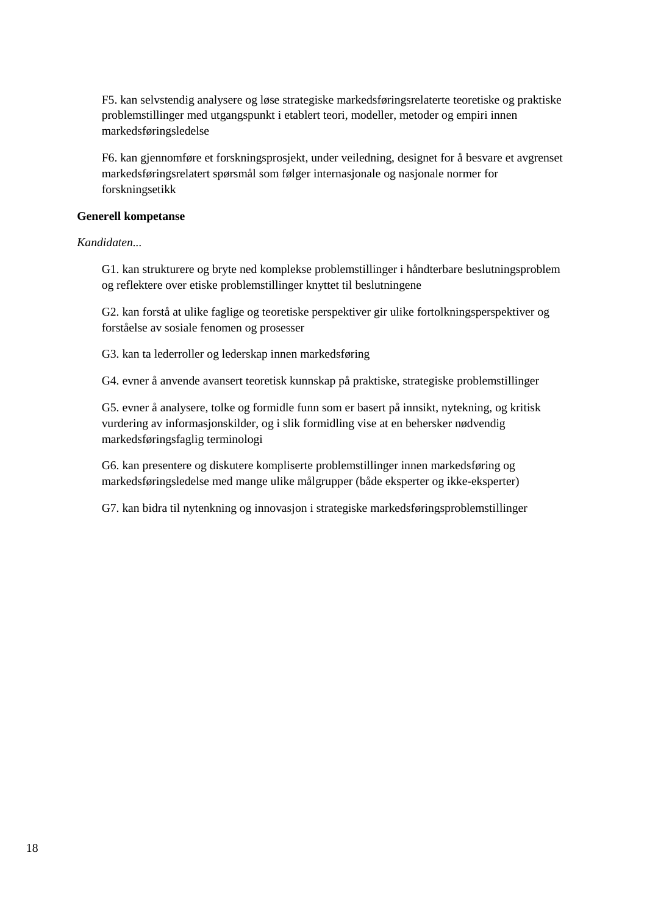F5. kan selvstendig analysere og løse strategiske markedsføringsrelaterte teoretiske og praktiske problemstillinger med utgangspunkt i etablert teori, modeller, metoder og empiri innen markedsføringsledelse

F6. kan gjennomføre et forskningsprosjekt, under veiledning, designet for å besvare et avgrenset markedsføringsrelatert spørsmål som følger internasjonale og nasjonale normer for forskningsetikk

**Generell kompetanse**

*Kandidaten...*

G1. kan strukturere og bryte ned komplekse problemstillinger i håndterbare beslutningsproblem og reflektere over etiske problemstillinger knyttet til beslutningene

G2. kan forstå at ulike faglige og teoretiske perspektiver gir ulike fortolkningsperspektiver og forståelse av sosiale fenomen og prosesser

G3. kan ta lederroller og lederskap innen markedsføring

G4. evner å anvende avansert teoretisk kunnskap på praktiske, strategiske problemstillinger

G5. evner å analysere, tolke og formidle funn som er basert på innsikt, nytekning, og kritisk vurdering av informasjonskilder, og i slik formidling vise at en behersker nødvendig markedsføringsfaglig terminologi

G6. kan presentere og diskutere kompliserte problemstillinger innen markedsføring og markedsføringsledelse med mange ulike målgrupper (både eksperter og ikke-eksperter)

G7. kan bidra til nytenkning og innovasjon i strategiske markedsføringsproblemstillinger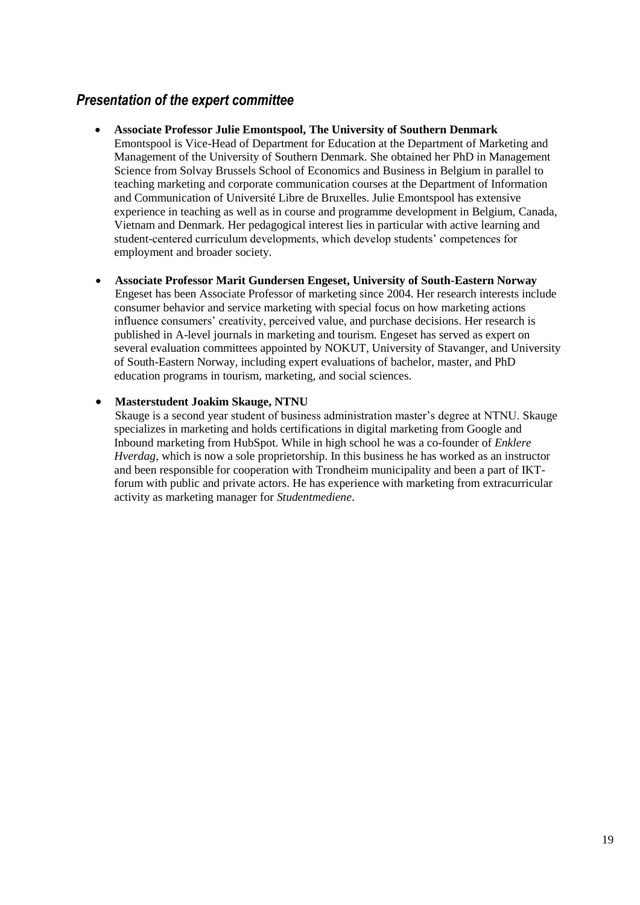## *Presentation of the expert committee*

- **Associate Professor Julie Emontspool, The University of Southern Denmark**
  Emontspool is Vice-Head of Department for Education at the Department of Marketing and Management of the University of Southern Denmark. She obtained her PhD in Management Science from Solvay Brussels School of Economics and Business in Belgium in parallel to teaching marketing and corporate communication courses at the Department of Information and Communication of Université Libre de Bruxelles. Julie Emontspool has extensive experience in teaching as well as in course and programme development in Belgium, Canada, Vietnam and Denmark. Her pedagogical interest lies in particular with active learning and student-centered curriculum developments, which develop students' competences for employment and broader society.

- **Associate Professor Marit Gundersen Engeset, University of South-Eastern Norway**
  Engeset has been Associate Professor of marketing since 2004. Her research interests include consumer behavior and service marketing with special focus on how marketing actions influence consumers' creativity, perceived value, and purchase decisions. Her research is published in A-level journals in marketing and tourism. Engeset has served as expert on several evaluation committees appointed by NOKUT, University of Stavanger, and University of South-Eastern Norway, including expert evaluations of bachelor, master, and PhD education programs in tourism, marketing, and social sciences.

- **Masterstudent Joakim Skauge, NTNU**
  Skauge is a second year student of business administration master's degree at NTNU. Skauge specializes in marketing and holds certifications in digital marketing from Google and Inbound marketing from HubSpot. While in high school he was a co-founder of *Enklere Hverdag*, which is now a sole proprietorship. In this business he has worked as an instructor and been responsible for cooperation with Trondheim municipality and been a part of IKT-forum with public and private actors. He has experience with marketing from extracurricular activity as marketing manager for *Studentmediene*.